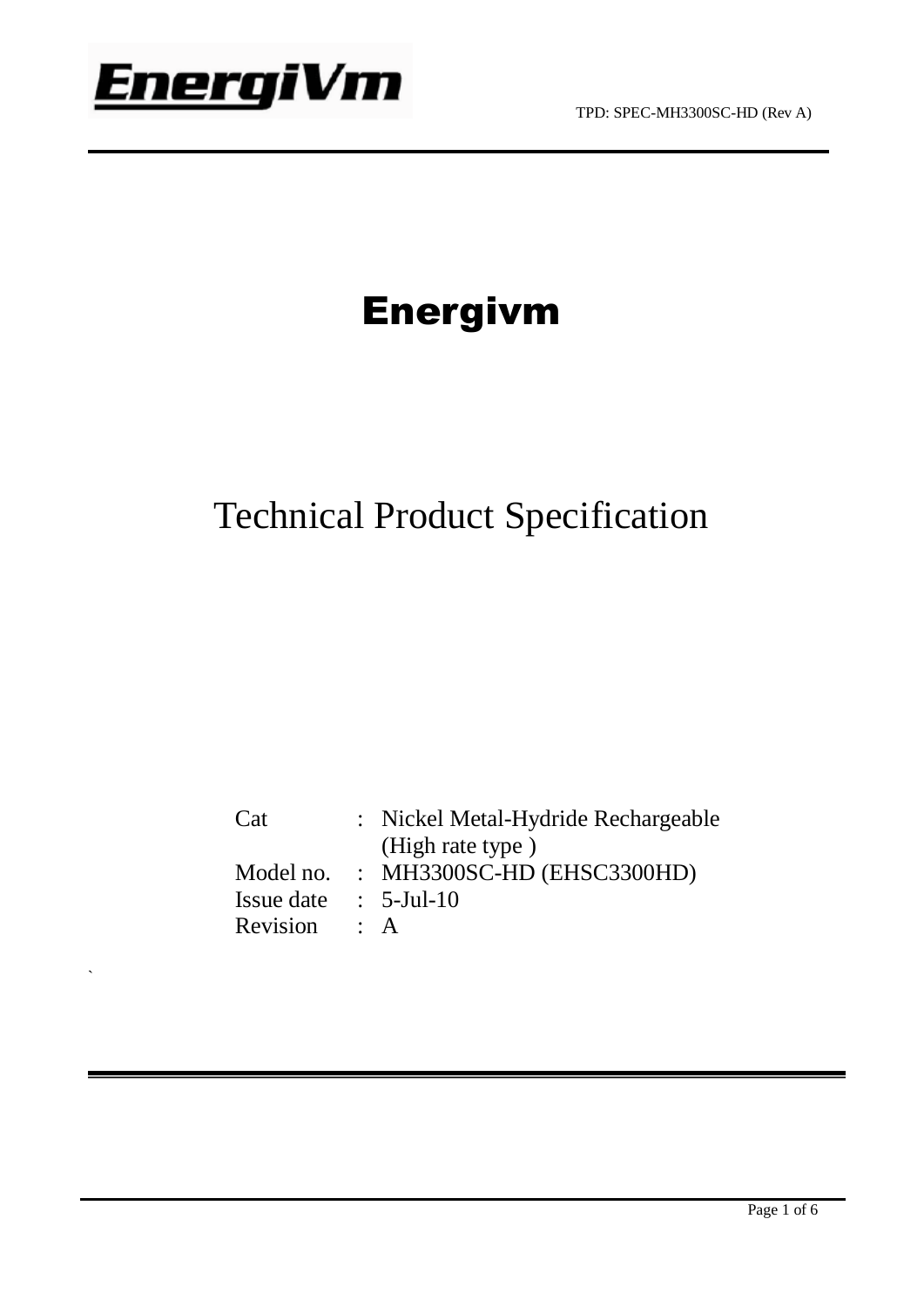# Energivm

## Technical Product Specification

| | | |
|---|---|---|
| Cat | : | Nickel Metal-Hydride Rechargeable (High rate type ) |
| Model no. | : | MH3300SC-HD (EHSC3300HD) |
| Issue date | : | 5-Jul-10 |
| Revision | : | A |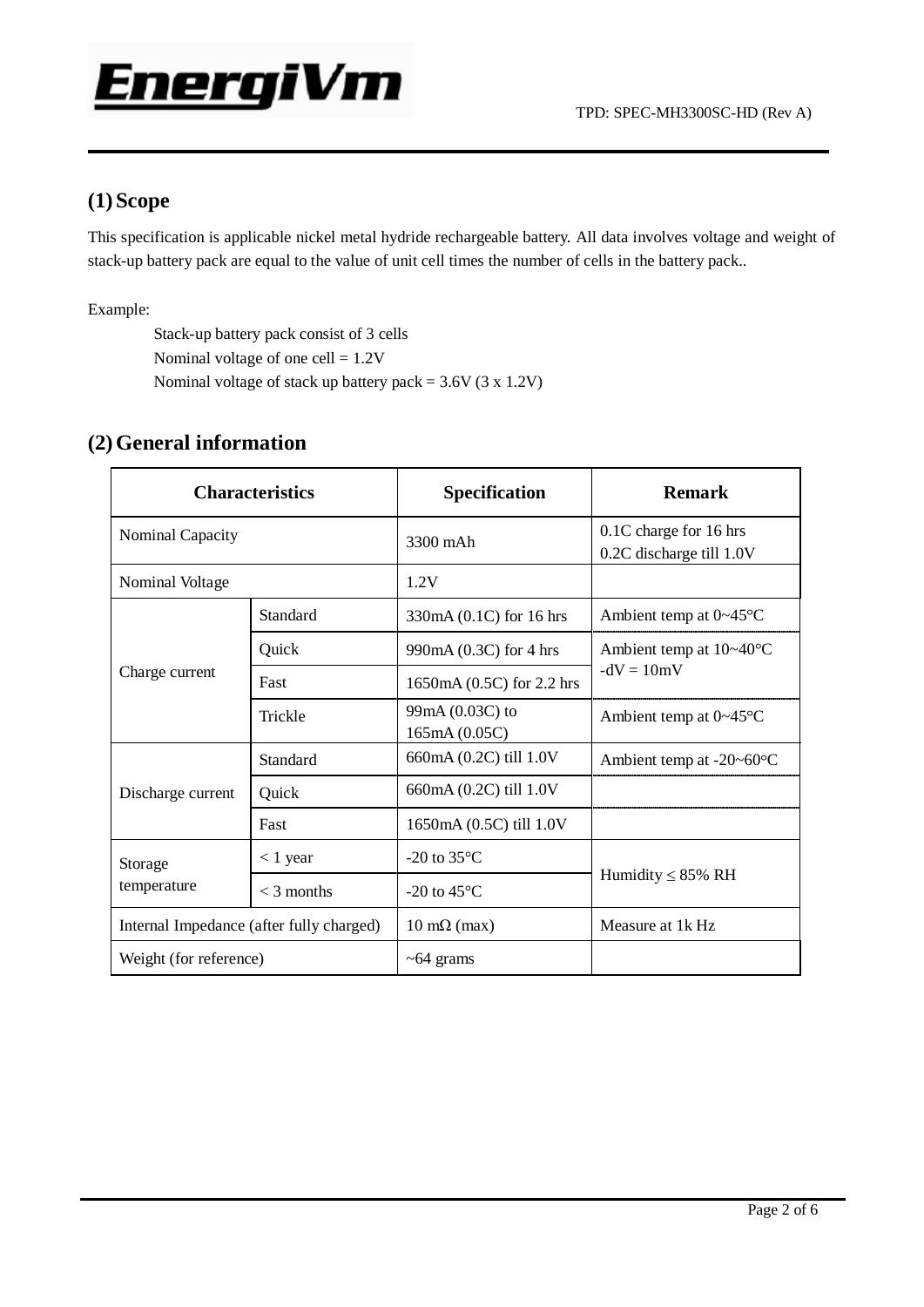## (1) Scope

This specification is applicable nickel metal hydride rechargeable battery. All data involves voltage and weight of stack-up battery pack are equal to the value of unit cell times the number of cells in the battery pack..

Example:

Stack-up battery pack consist of 3 cells
Nominal voltage of one cell = 1.2V
Nominal voltage of stack up battery pack = 3.6V (3 x 1.2V)

## (2) General information

| Characteristics | | Specification | Remark |
|---|---|---|---|
| Nominal Capacity | | 3300 mAh | 0.1C charge for 16 hrs<br>0.2C discharge till 1.0V |
| Nominal Voltage | | 1.2V | |
| Charge current | Standard | 330mA (0.1C) for 16 hrs | Ambient temp at 0~45°C |
| | Quick | 990mA (0.3C) for 4 hrs | Ambient temp at 10~40°C<br>-dV = 10mV |
| | Fast | 1650mA (0.5C) for 2.2 hrs | |
| | Trickle | 99mA (0.03C) to 165mA (0.05C) | Ambient temp at 0~45°C |
| Discharge current | Standard | 660mA (0.2C) till 1.0V | Ambient temp at -20~60°C |
| | Quick | 660mA (0.2C) till 1.0V | |
| | Fast | 1650mA (0.5C) till 1.0V | |
| Storage temperature | < 1 year | -20 to 35°C | Humidity ≤ 85% RH |
| | < 3 months | -20 to 45°C | |
| Internal Impedance (after fully charged) | | 10 mΩ (max) | Measure at 1k Hz |
| Weight (for reference) | | ~64 grams | |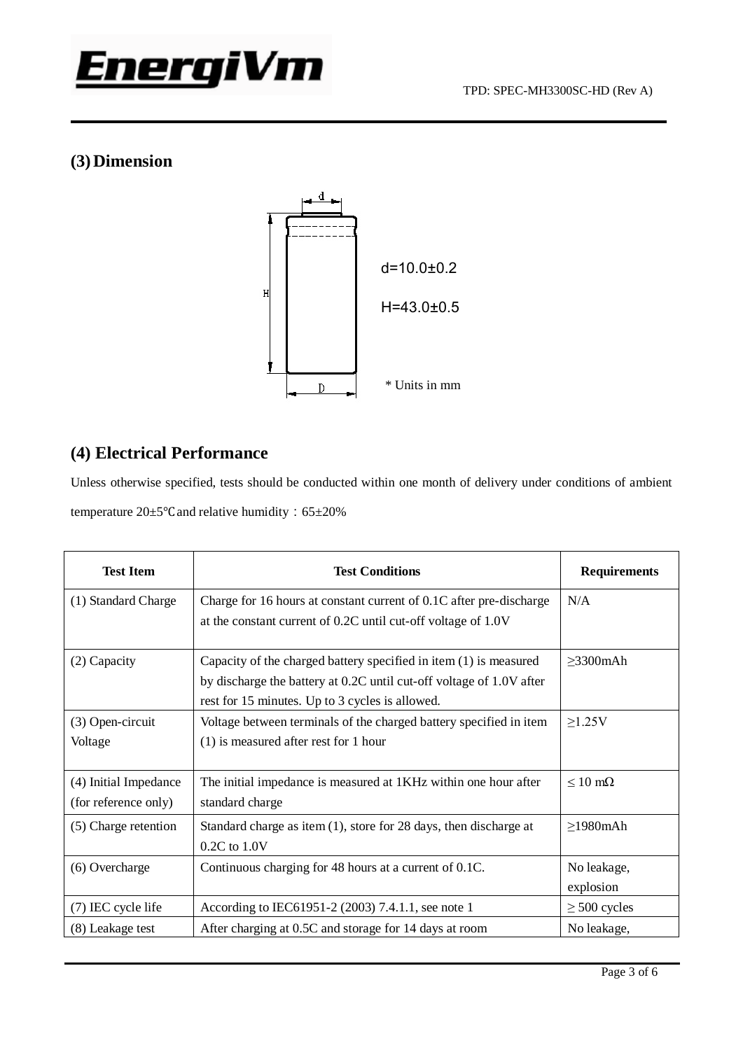## (3) Dimension

d=10.0±0.2

H=43.0±0.5

\* Units in mm

## (4) Electrical Performance

Unless otherwise specified, tests should be conducted within one month of delivery under conditions of ambient temperature 20±5℃and relative humidity：65±20%

| Test Item | Test Conditions | Requirements |
|---|---|---|
| (1) Standard Charge | Charge for 16 hours at constant current of 0.1C after pre-discharge at the constant current of 0.2C until cut-off voltage of 1.0V | N/A |
| (2) Capacity | Capacity of the charged battery specified in item (1) is measured by discharge the battery at 0.2C until cut-off voltage of 1.0V after rest for 15 minutes. Up to 3 cycles is allowed. | ≥3300mAh |
| (3) Open-circuit Voltage | Voltage between terminals of the charged battery specified in item (1) is measured after rest for 1 hour | ≥1.25V |
| (4) Initial Impedance (for reference only) | The initial impedance is measured at 1KHz within one hour after standard charge | ≤ 10 mΩ |
| (5) Charge retention | Standard charge as item (1), store for 28 days, then discharge at 0.2C to 1.0V | ≥1980mAh |
| (6) Overcharge | Continuous charging for 48 hours at a current of 0.1C. | No leakage, explosion |
| (7) IEC cycle life | According to IEC61951-2 (2003) 7.4.1.1, see note 1 | ≥ 500 cycles |
| (8) Leakage test | After charging at 0.5C and storage for 14 days at room | No leakage, |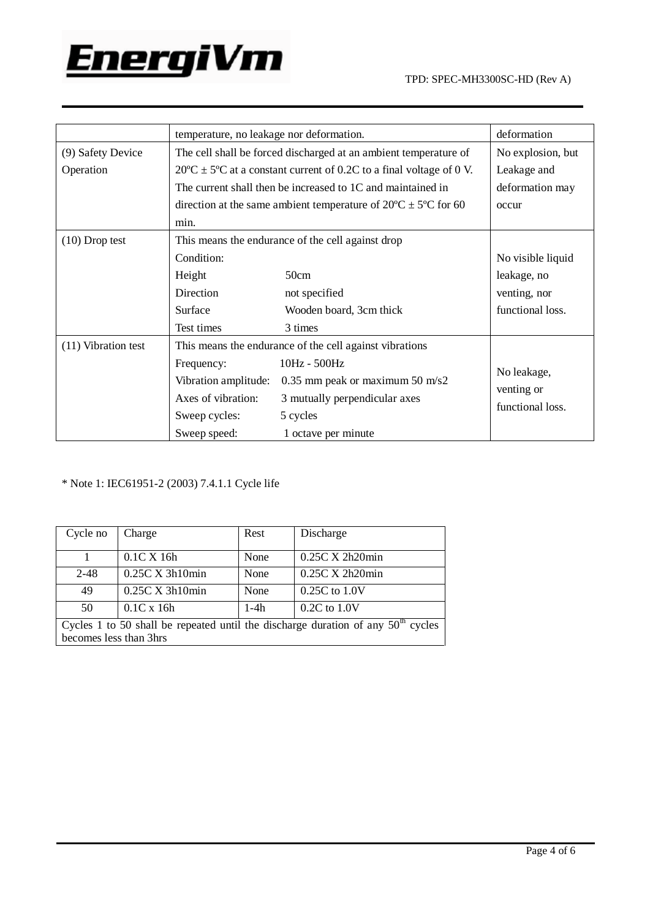|  | temperature, no leakage nor deformation. | deformation |
|---|---|---|
| (9) Safety Device Operation | The cell shall be forced discharged at an ambient temperature of 20ºC ± 5ºC at a constant current of 0.2C to a final voltage of 0 V. The current shall then be increased to 1C and maintained in direction at the same ambient temperature of 20ºC ± 5ºC for 60 min. | No explosion, but Leakage and deformation may occur |
| (10) Drop test | This means the endurance of the cell against drop<br>Condition:<br>Height 50cm<br>Direction not specified<br>Surface Wooden board, 3cm thick<br>Test times 3 times | No visible liquid leakage, no venting, nor functional loss. |
| (11) Vibration test | This means the endurance of the cell against vibrations<br>Frequency: 10Hz - 500Hz<br>Vibration amplitude: 0.35 mm peak or maximum 50 m/s2<br>Axes of vibration: 3 mutually perpendicular axes<br>Sweep cycles: 5 cycles<br>Sweep speed: 1 octave per minute | No leakage, venting or functional loss. |

* Note 1: IEC61951-2 (2003) 7.4.1.1 Cycle life

| Cycle no | Charge | Rest | Discharge |
|---|---|---|---|
| 1 | 0.1C X 16h | None | 0.25C X 2h20min |
| 2-48 | 0.25C X 3h10min | None | 0.25C X 2h20min |
| 49 | 0.25C X 3h10min | None | 0.25C to 1.0V |
| 50 | 0.1C x 16h | 1-4h | 0.2C to 1.0V |
| Cycles 1 to 50 shall be repeated until the discharge duration of any 50th cycles becomes less than 3hrs | | | |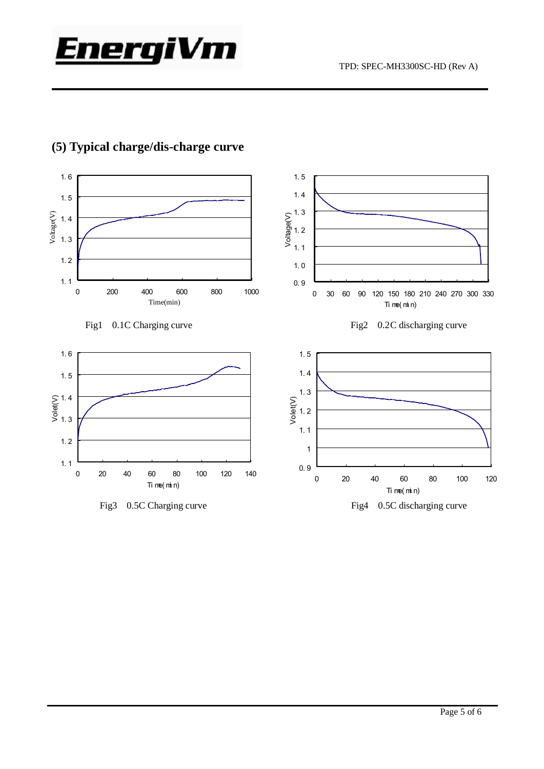## (5) Typical charge/dis-charge curve

Fig1 0.1C Charging curve

Fig2 0.2C discharging curve

Fig3 0.5C Charging curve

Fig4 0.5C discharging curve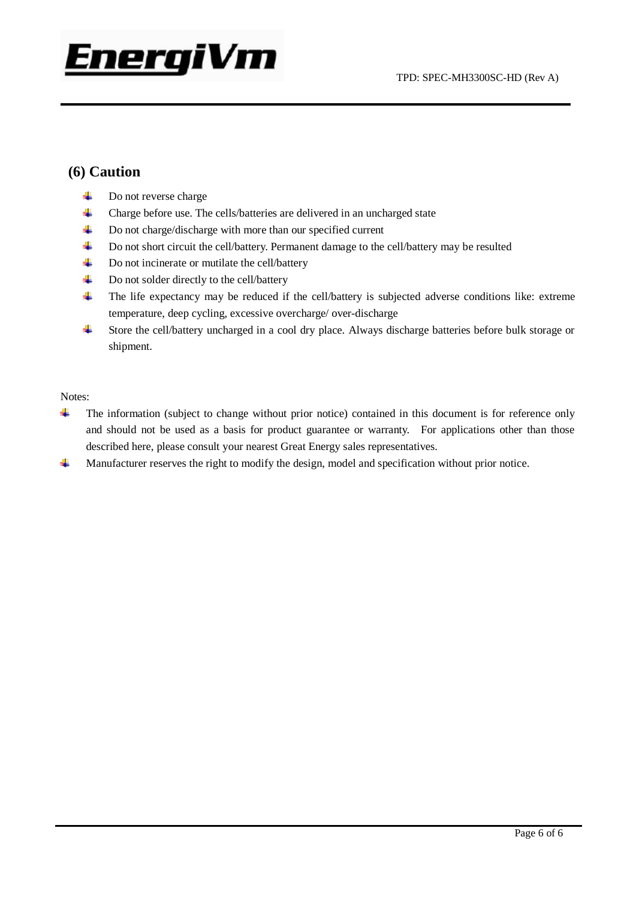## (6) Caution

- Do not reverse charge
- Charge before use. The cells/batteries are delivered in an uncharged state
- Do not charge/discharge with more than our specified current
- Do not short circuit the cell/battery. Permanent damage to the cell/battery may be resulted
- Do not incinerate or mutilate the cell/battery
- Do not solder directly to the cell/battery
- The life expectancy may be reduced if the cell/battery is subjected adverse conditions like: extreme temperature, deep cycling, excessive overcharge/ over-discharge
- Store the cell/battery uncharged in a cool dry place. Always discharge batteries before bulk storage or shipment.

Notes:

- The information (subject to change without prior notice) contained in this document is for reference only and should not be used as a basis for product guarantee or warranty. For applications other than those described here, please consult your nearest Great Energy sales representatives.
- Manufacturer reserves the right to modify the design, model and specification without prior notice.